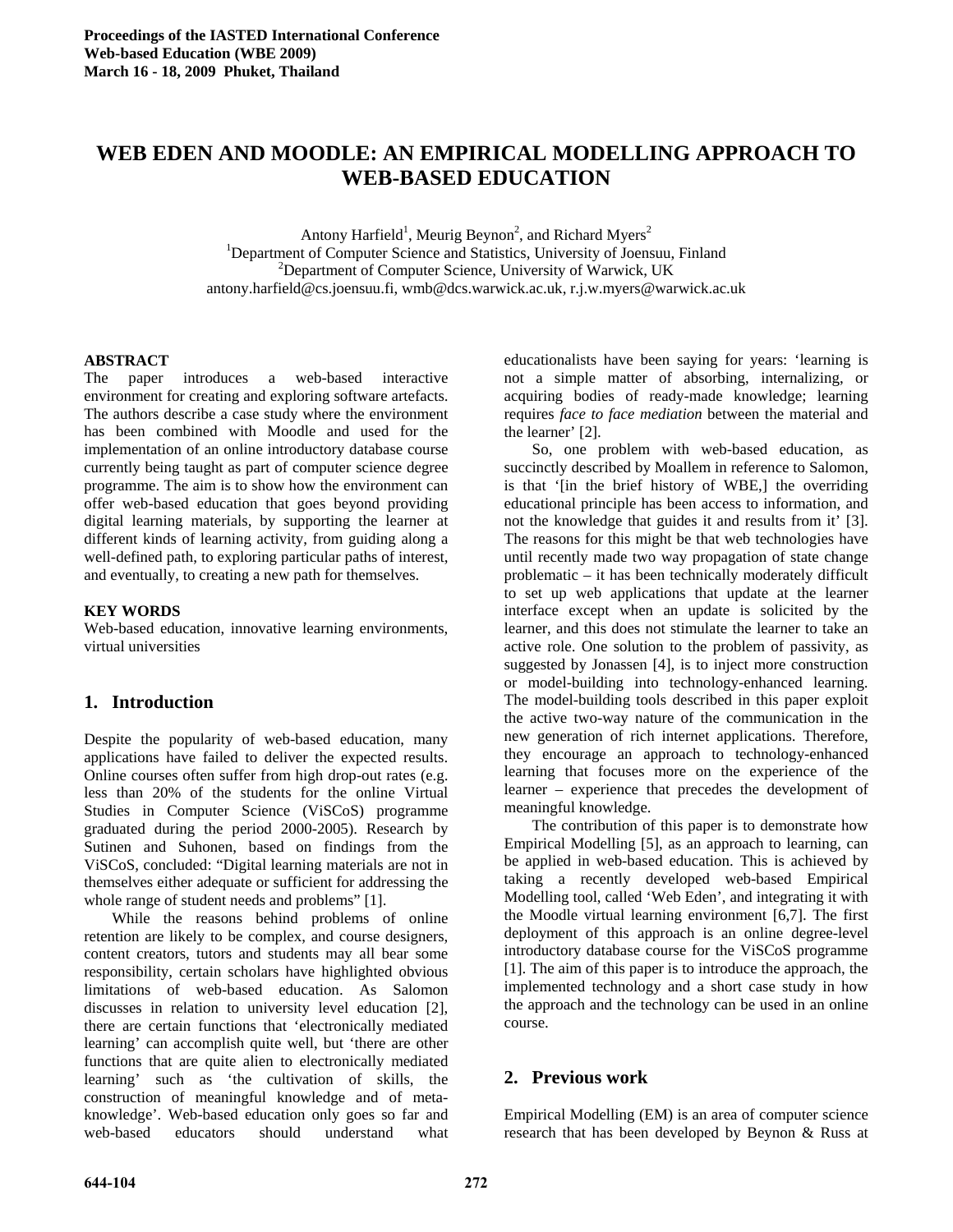# WEB EDEN AND MOODLE: AN EMPIRICAL MODELLING APPROACH TO WEB-BASED EDUCATION

Antony Harfield[1], Meurig Beynon[2], and Richard Myers[2]

[1]Department of Computer Science and Statistics, University of Joensuu, Finland

[2]Department of Computer Science, University of Warwick, UK

antony.harfield@cs.joensuu.fi, wmb@dcs.warwick.ac.uk, r.j.w.myers@warwick.ac.uk

**ABSTRACT**

The paper introduces a web-based interactive environment for creating and exploring software artefacts. The authors describe a case study where the environment has been combined with Moodle and used for the implementation of an online introductory database course currently being taught as part of computer science degree programme. The aim is to show how the environment can offer web-based education that goes beyond providing digital learning materials, by supporting the learner at different kinds of learning activity, from guiding along a well-defined path, to exploring particular paths of interest, and eventually, to creating a new path for themselves.

**KEY WORDS**

Web-based education, innovative learning environments, virtual universities

## 1. Introduction

Despite the popularity of web-based education, many applications have failed to deliver the expected results. Online courses often suffer from high drop-out rates (e.g. less than 20% of the students for the online Virtual Studies in Computer Science (ViSCoS) programme graduated during the period 2000-2005). Research by Sutinen and Suhonen, based on findings from the ViSCoS, concluded: "Digital learning materials are not in themselves either adequate or sufficient for addressing the whole range of student needs and problems" [1].

While the reasons behind problems of online retention are likely to be complex, and course designers, content creators, tutors and students may all bear some responsibility, certain scholars have highlighted obvious limitations of web-based education. As Salomon discusses in relation to university level education [2], there are certain functions that 'electronically mediated learning' can accomplish quite well, but 'there are other functions that are quite alien to electronically mediated learning' such as 'the cultivation of skills, the construction of meaningful knowledge and of meta-knowledge'. Web-based education only goes so far and web-based educators should understand what educationalists have been saying for years: 'learning is not a simple matter of absorbing, internalizing, or acquiring bodies of ready-made knowledge; learning requires *face to face mediation* between the material and the learner' [2].

So, one problem with web-based education, as succinctly described by Moallem in reference to Salomon, is that '[in the brief history of WBE,] the overriding educational principle has been access to information, and not the knowledge that guides it and results from it' [3]. The reasons for this might be that web technologies have until recently made two way propagation of state change problematic – it has been technically moderately difficult to set up web applications that update at the learner interface except when an update is solicited by the learner, and this does not stimulate the learner to take an active role. One solution to the problem of passivity, as suggested by Jonassen [4], is to inject more construction or model-building into technology-enhanced learning. The model-building tools described in this paper exploit the active two-way nature of the communication in the new generation of rich internet applications. Therefore, they encourage an approach to technology-enhanced learning that focuses more on the experience of the learner – experience that precedes the development of meaningful knowledge.

The contribution of this paper is to demonstrate how Empirical Modelling [5], as an approach to learning, can be applied in web-based education. This is achieved by taking a recently developed web-based Empirical Modelling tool, called 'Web Eden', and integrating it with the Moodle virtual learning environment [6,7]. The first deployment of this approach is an online degree-level introductory database course for the ViSCoS programme [1]. The aim of this paper is to introduce the approach, the implemented technology and a short case study in how the approach and the technology can be used in an online course.

## 2. Previous work

Empirical Modelling (EM) is an area of computer science research that has been developed by Beynon & Russ at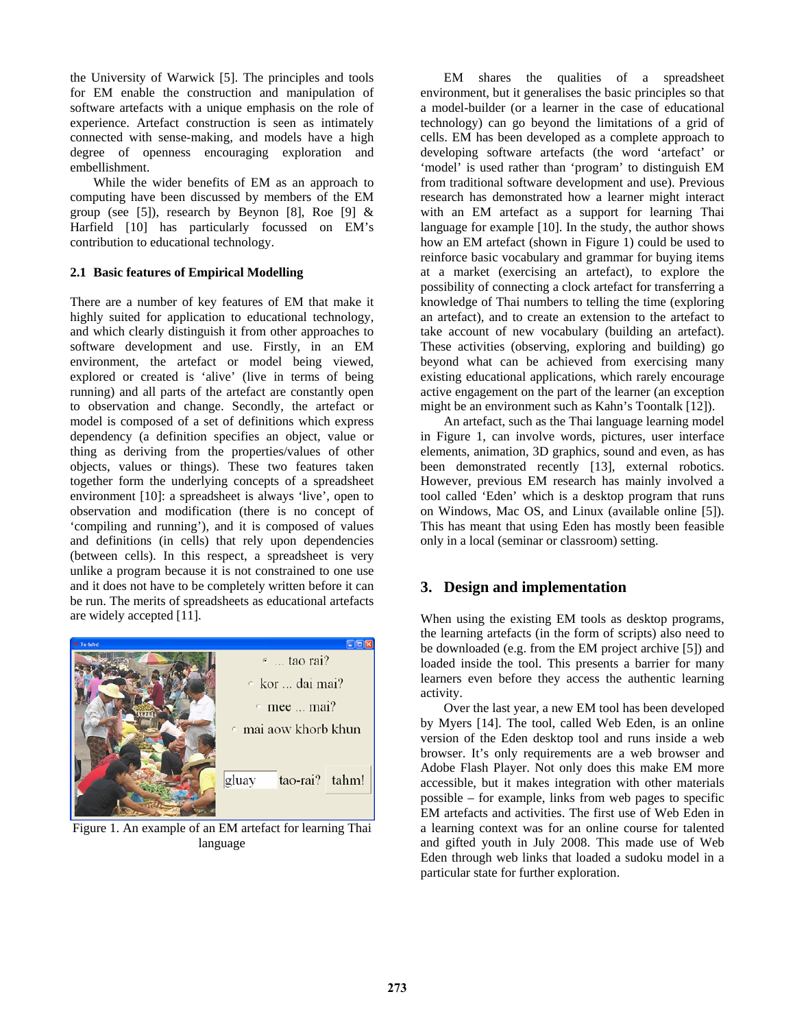the University of Warwick [5]. The principles and tools for EM enable the construction and manipulation of software artefacts with a unique emphasis on the role of experience. Artefact construction is seen as intimately connected with sense-making, and models have a high degree of openness encouraging exploration and embellishment.

While the wider benefits of EM as an approach to computing have been discussed by members of the EM group (see [5]), research by Beynon [8], Roe [9] & Harfield [10] has particularly focussed on EM's contribution to educational technology.

### 2.1 Basic features of Empirical Modelling

There are a number of key features of EM that make it highly suited for application to educational technology, and which clearly distinguish it from other approaches to software development and use. Firstly, in an EM environment, the artefact or model being viewed, explored or created is 'alive' (live in terms of being running) and all parts of the artefact are constantly open to observation and change. Secondly, the artefact or model is composed of a set of definitions which express dependency (a definition specifies an object, value or thing as deriving from the properties/values of other objects, values or things). These two features taken together form the underlying concepts of a spreadsheet environment [10]: a spreadsheet is always 'live', open to observation and modification (there is no concept of 'compiling and running'), and it is composed of values and definitions (in cells) that rely upon dependencies (between cells). In this respect, a spreadsheet is very unlike a program because it is not constrained to one use and it does not have to be completely written before it can be run. The merits of spreadsheets as educational artefacts are widely accepted [11].

Figure 1. An example of an EM artefact for learning Thai language

EM shares the qualities of a spreadsheet environment, but it generalises the basic principles so that a model-builder (or a learner in the case of educational technology) can go beyond the limitations of a grid of cells. EM has been developed as a complete approach to developing software artefacts (the word 'artefact' or 'model' is used rather than 'program' to distinguish EM from traditional software development and use). Previous research has demonstrated how a learner might interact with an EM artefact as a support for learning Thai language for example [10]. In the study, the author shows how an EM artefact (shown in Figure 1) could be used to reinforce basic vocabulary and grammar for buying items at a market (exercising an artefact), to explore the possibility of connecting a clock artefact for transferring a knowledge of Thai numbers to telling the time (exploring an artefact), and to create an extension to the artefact to take account of new vocabulary (building an artefact). These activities (observing, exploring and building) go beyond what can be achieved from exercising many existing educational applications, which rarely encourage active engagement on the part of the learner (an exception might be an environment such as Kahn's Toontalk [12]).

An artefact, such as the Thai language learning model in Figure 1, can involve words, pictures, user interface elements, animation, 3D graphics, sound and even, as has been demonstrated recently [13], external robotics. However, previous EM research has mainly involved a tool called 'Eden' which is a desktop program that runs on Windows, Mac OS, and Linux (available online [5]). This has meant that using Eden has mostly been feasible only in a local (seminar or classroom) setting.

## 3. Design and implementation

When using the existing EM tools as desktop programs, the learning artefacts (in the form of scripts) also need to be downloaded (e.g. from the EM project archive [5]) and loaded inside the tool. This presents a barrier for many learners even before they access the authentic learning activity.

Over the last year, a new EM tool has been developed by Myers [14]. The tool, called Web Eden, is an online version of the Eden desktop tool and runs inside a web browser. It's only requirements are a web browser and Adobe Flash Player. Not only does this make EM more accessible, but it makes integration with other materials possible – for example, links from web pages to specific EM artefacts and activities. The first use of Web Eden in a learning context was for an online course for talented and gifted youth in July 2008. This made use of Web Eden through web links that loaded a sudoku model in a particular state for further exploration.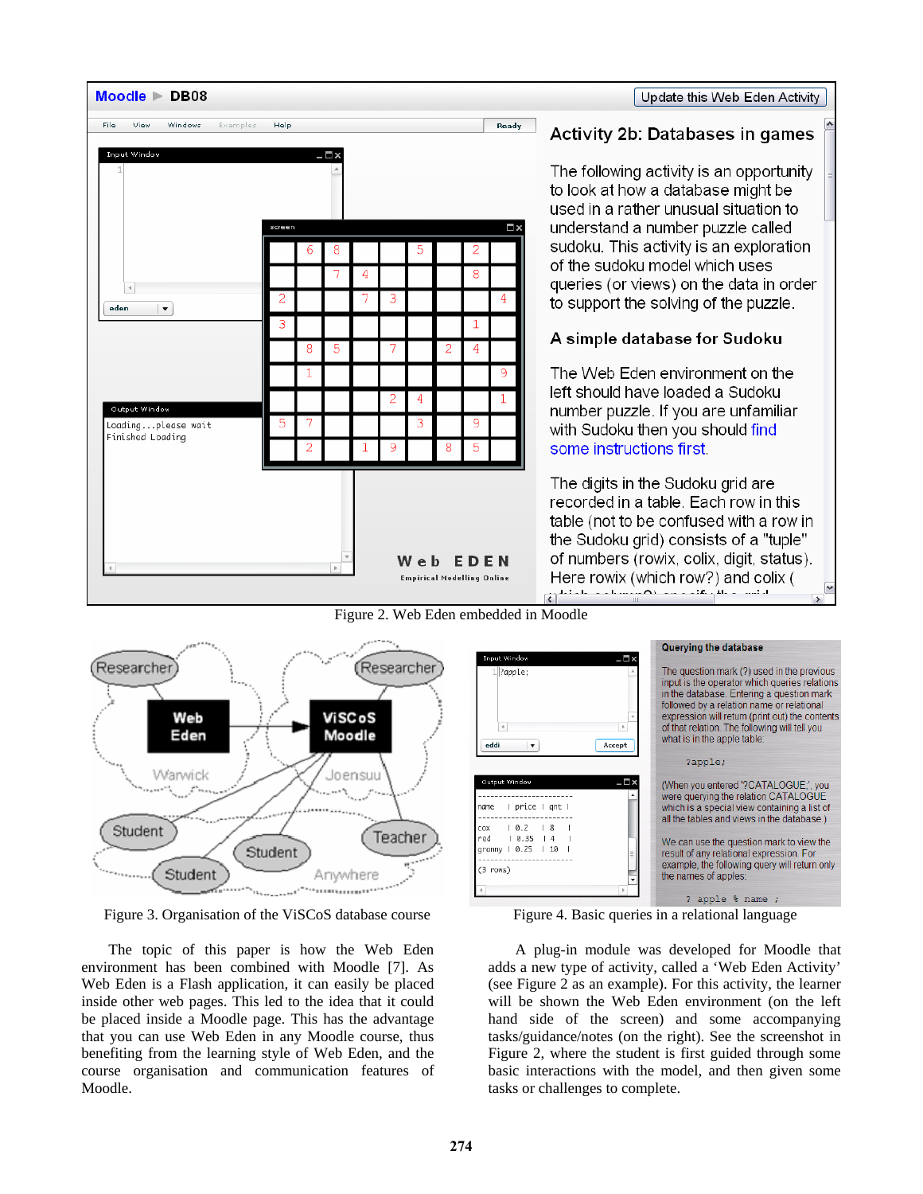Figure 2. Web Eden embedded in Moodle

Figure 3. Organisation of the ViSCoS database course

Figure 4. Basic queries in a relational language

The topic of this paper is how the Web Eden environment has been combined with Moodle [7]. As Web Eden is a Flash application, it can easily be placed inside other web pages. This led to the idea that it could be placed inside a Moodle page. This has the advantage that you can use Web Eden in any Moodle course, thus benefiting from the learning style of Web Eden, and the course organisation and communication features of Moodle.

A plug-in module was developed for Moodle that adds a new type of activity, called a 'Web Eden Activity' (see Figure 2 as an example). For this activity, the learner will be shown the Web Eden environment (on the left hand side of the screen) and some accompanying tasks/guidance/notes (on the right). See the screenshot in Figure 2, where the student is first guided through some basic interactions with the model, and then given some tasks or challenges to complete.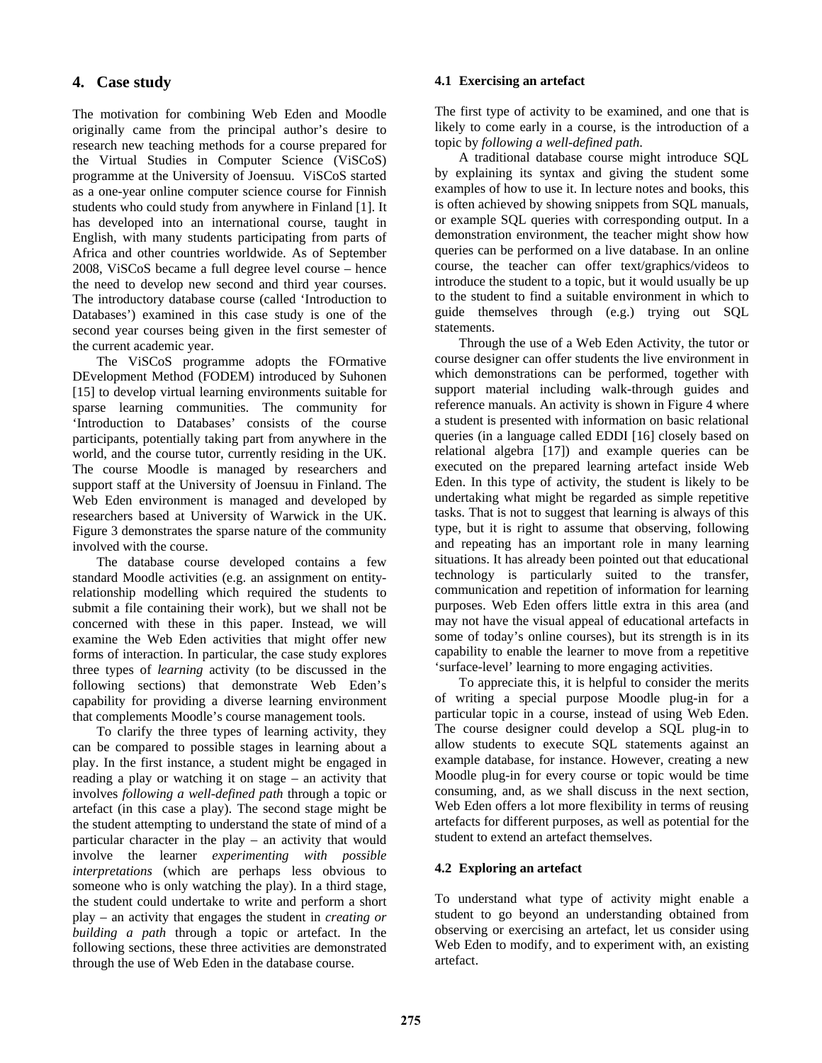## 4. Case study

The motivation for combining Web Eden and Moodle originally came from the principal author's desire to research new teaching methods for a course prepared for the Virtual Studies in Computer Science (ViSCoS) programme at the University of Joensuu. ViSCoS started as a one-year online computer science course for Finnish students who could study from anywhere in Finland [1]. It has developed into an international course, taught in English, with many students participating from parts of Africa and other countries worldwide. As of September 2008, ViSCoS became a full degree level course – hence the need to develop new second and third year courses. The introductory database course (called 'Introduction to Databases') examined in this case study is one of the second year courses being given in the first semester of the current academic year.

The ViSCoS programme adopts the FOrmative DEvelopment Method (FODEM) introduced by Suhonen [15] to develop virtual learning environments suitable for sparse learning communities. The community for 'Introduction to Databases' consists of the course participants, potentially taking part from anywhere in the world, and the course tutor, currently residing in the UK. The course Moodle is managed by researchers and support staff at the University of Joensuu in Finland. The Web Eden environment is managed and developed by researchers based at University of Warwick in the UK. Figure 3 demonstrates the sparse nature of the community involved with the course.

The database course developed contains a few standard Moodle activities (e.g. an assignment on entity-relationship modelling which required the students to submit a file containing their work), but we shall not be concerned with these in this paper. Instead, we will examine the Web Eden activities that might offer new forms of interaction. In particular, the case study explores three types of *learning* activity (to be discussed in the following sections) that demonstrate Web Eden's capability for providing a diverse learning environment that complements Moodle's course management tools.

To clarify the three types of learning activity, they can be compared to possible stages in learning about a play. In the first instance, a student might be engaged in reading a play or watching it on stage – an activity that involves *following a well-defined path* through a topic or artefact (in this case a play). The second stage might be the student attempting to understand the state of mind of a particular character in the play – an activity that would involve the learner *experimenting with possible interpretations* (which are perhaps less obvious to someone who is only watching the play). In a third stage, the student could undertake to write and perform a short play – an activity that engages the student in *creating or building a path* through a topic or artefact. In the following sections, these three activities are demonstrated through the use of Web Eden in the database course.

### 4.1 Exercising an artefact

The first type of activity to be examined, and one that is likely to come early in a course, is the introduction of a topic by *following a well-defined path*.

A traditional database course might introduce SQL by explaining its syntax and giving the student some examples of how to use it. In lecture notes and books, this is often achieved by showing snippets from SQL manuals, or example SQL queries with corresponding output. In a demonstration environment, the teacher might show how queries can be performed on a live database. In an online course, the teacher can offer text/graphics/videos to introduce the student to a topic, but it would usually be up to the student to find a suitable environment in which to guide themselves through (e.g.) trying out SQL statements.

Through the use of a Web Eden Activity, the tutor or course designer can offer students the live environment in which demonstrations can be performed, together with support material including walk-through guides and reference manuals. An activity is shown in Figure 4 where a student is presented with information on basic relational queries (in a language called EDDI [16] closely based on relational algebra [17]) and example queries can be executed on the prepared learning artefact inside Web Eden. In this type of activity, the student is likely to be undertaking what might be regarded as simple repetitive tasks. That is not to suggest that learning is always of this type, but it is right to assume that observing, following and repeating has an important role in many learning situations. It has already been pointed out that educational technology is particularly suited to the transfer, communication and repetition of information for learning purposes. Web Eden offers little extra in this area (and may not have the visual appeal of educational artefacts in some of today's online courses), but its strength is in its capability to enable the learner to move from a repetitive 'surface-level' learning to more engaging activities.

To appreciate this, it is helpful to consider the merits of writing a special purpose Moodle plug-in for a particular topic in a course, instead of using Web Eden. The course designer could develop a SQL plug-in to allow students to execute SQL statements against an example database, for instance. However, creating a new Moodle plug-in for every course or topic would be time consuming, and, as we shall discuss in the next section, Web Eden offers a lot more flexibility in terms of reusing artefacts for different purposes, as well as potential for the student to extend an artefact themselves.

### 4.2 Exploring an artefact

To understand what type of activity might enable a student to go beyond an understanding obtained from observing or exercising an artefact, let us consider using Web Eden to modify, and to experiment with, an existing artefact.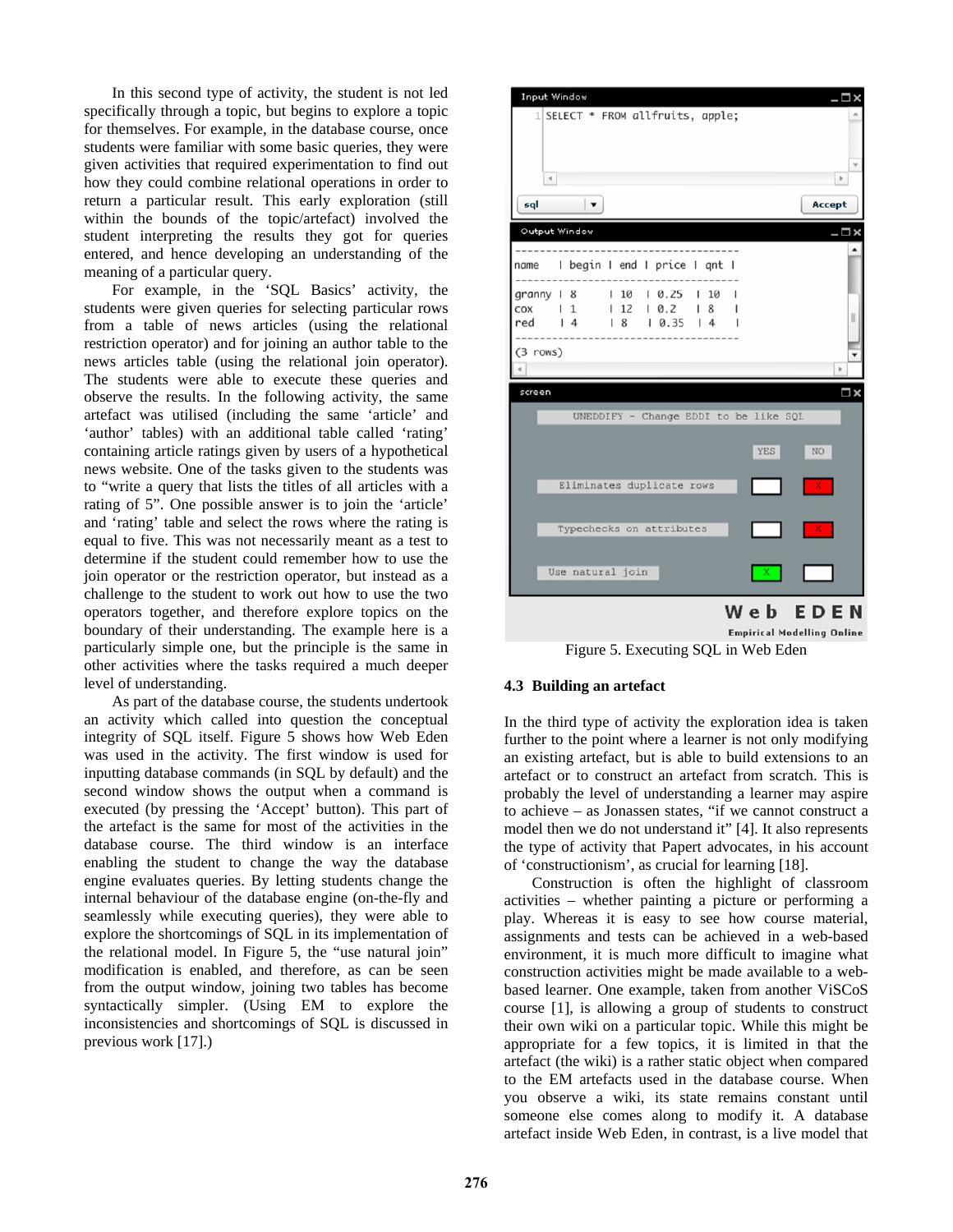In this second type of activity, the student is not led specifically through a topic, but begins to explore a topic for themselves. For example, in the database course, once students were familiar with some basic queries, they were given activities that required experimentation to find out how they could combine relational operations in order to return a particular result. This early exploration (still within the bounds of the topic/artefact) involved the student interpreting the results they got for queries entered, and hence developing an understanding of the meaning of a particular query.

For example, in the 'SQL Basics' activity, the students were given queries for selecting particular rows from a table of news articles (using the relational restriction operator) and for joining an author table to the news articles table (using the relational join operator). The students were able to execute these queries and observe the results. In the following activity, the same artefact was utilised (including the same 'article' and 'author' tables) with an additional table called 'rating' containing article ratings given by users of a hypothetical news website. One of the tasks given to the students was to "write a query that lists the titles of all articles with a rating of 5". One possible answer is to join the 'article' and 'rating' table and select the rows where the rating is equal to five. This was not necessarily meant as a test to determine if the student could remember how to use the join operator or the restriction operator, but instead as a challenge to the student to work out how to use the two operators together, and therefore explore topics on the boundary of their understanding. The example here is a particularly simple one, but the principle is the same in other activities where the tasks required a much deeper level of understanding.

As part of the database course, the students undertook an activity which called into question the conceptual integrity of SQL itself. Figure 5 shows how Web Eden was used in the activity. The first window is used for inputting database commands (in SQL by default) and the second window shows the output when a command is executed (by pressing the 'Accept' button). This part of the artefact is the same for most of the activities in the database course. The third window is an interface enabling the student to change the way the database engine evaluates queries. By letting students change the internal behaviour of the database engine (on-the-fly and seamlessly while executing queries), they were able to explore the shortcomings of SQL in its implementation of the relational model. In Figure 5, the "use natural join" modification is enabled, and therefore, as can be seen from the output window, joining two tables has become syntactically simpler. (Using EM to explore the inconsistencies and shortcomings of SQL is discussed in previous work [17].)

Figure 5. Executing SQL in Web Eden

### 4.3 Building an artefact

In the third type of activity the exploration idea is taken further to the point where a learner is not only modifying an existing artefact, but is able to build extensions to an artefact or to construct an artefact from scratch. This is probably the level of understanding a learner may aspire to achieve – as Jonassen states, "if we cannot construct a model then we do not understand it" [4]. It also represents the type of activity that Papert advocates, in his account of 'constructionism', as crucial for learning [18].

Construction is often the highlight of classroom activities – whether painting a picture or performing a play. Whereas it is easy to see how course material, assignments and tests can be achieved in a web-based environment, it is much more difficult to imagine what construction activities might be made available to a web-based learner. One example, taken from another ViSCoS course [1], is allowing a group of students to construct their own wiki on a particular topic. While this might be appropriate for a few topics, it is limited in that the artefact (the wiki) is a rather static object when compared to the EM artefacts used in the database course. When you observe a wiki, its state remains constant until someone else comes along to modify it. A database artefact inside Web Eden, in contrast, is a live model that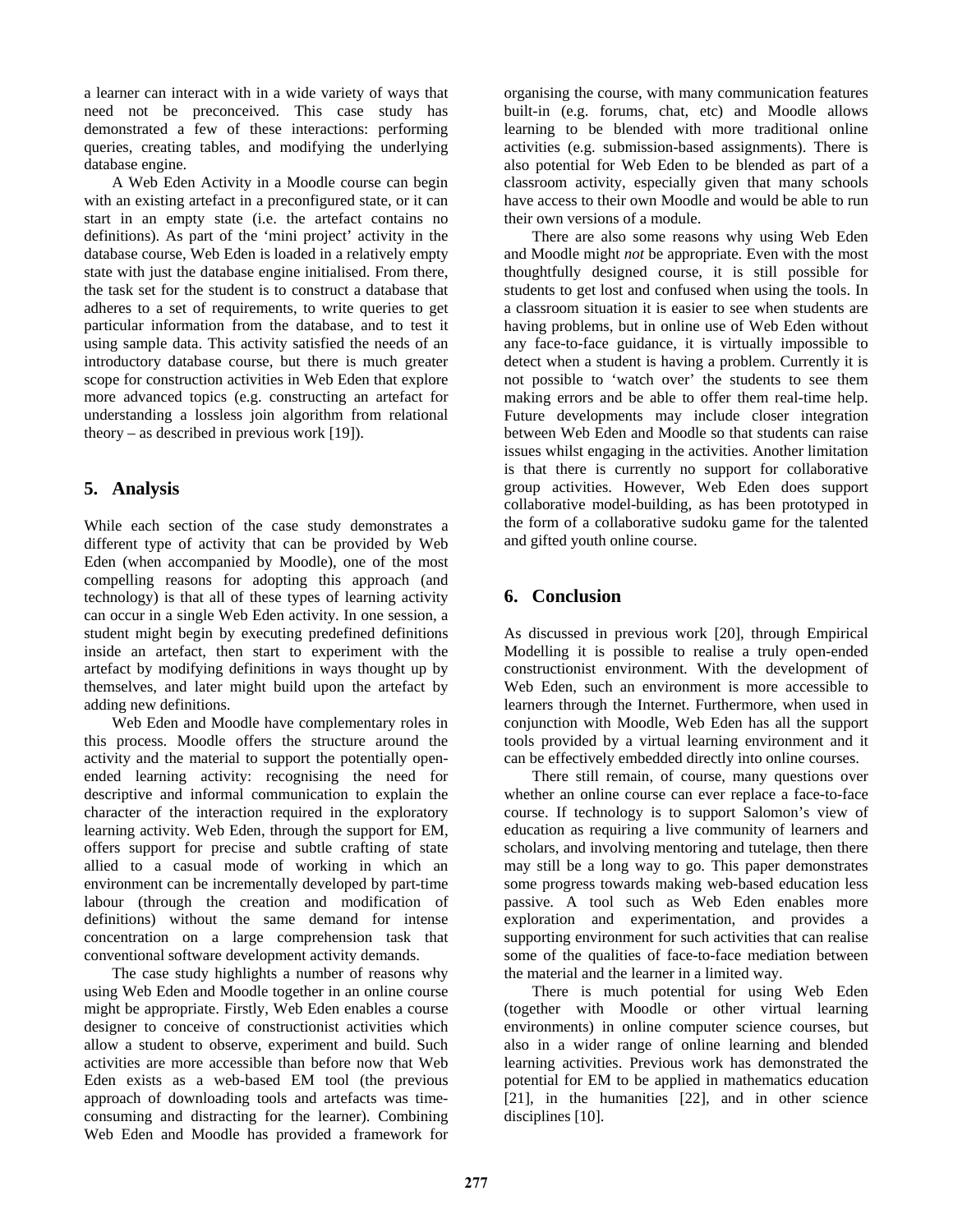a learner can interact with in a wide variety of ways that need not be preconceived. This case study has demonstrated a few of these interactions: performing queries, creating tables, and modifying the underlying database engine.

A Web Eden Activity in a Moodle course can begin with an existing artefact in a preconfigured state, or it can start in an empty state (i.e. the artefact contains no definitions). As part of the 'mini project' activity in the database course, Web Eden is loaded in a relatively empty state with just the database engine initialised. From there, the task set for the student is to construct a database that adheres to a set of requirements, to write queries to get particular information from the database, and to test it using sample data. This activity satisfied the needs of an introductory database course, but there is much greater scope for construction activities in Web Eden that explore more advanced topics (e.g. constructing an artefact for understanding a lossless join algorithm from relational theory – as described in previous work [19]).

## 5. Analysis

While each section of the case study demonstrates a different type of activity that can be provided by Web Eden (when accompanied by Moodle), one of the most compelling reasons for adopting this approach (and technology) is that all of these types of learning activity can occur in a single Web Eden activity. In one session, a student might begin by executing predefined definitions inside an artefact, then start to experiment with the artefact by modifying definitions in ways thought up by themselves, and later might build upon the artefact by adding new definitions.

Web Eden and Moodle have complementary roles in this process. Moodle offers the structure around the activity and the material to support the potentially open-ended learning activity: recognising the need for descriptive and informal communication to explain the character of the interaction required in the exploratory learning activity. Web Eden, through the support for EM, offers support for precise and subtle crafting of state allied to a casual mode of working in which an environment can be incrementally developed by part-time labour (through the creation and modification of definitions) without the same demand for intense concentration on a large comprehension task that conventional software development activity demands.

The case study highlights a number of reasons why using Web Eden and Moodle together in an online course might be appropriate. Firstly, Web Eden enables a course designer to conceive of constructionist activities which allow a student to observe, experiment and build. Such activities are more accessible than before now that Web Eden exists as a web-based EM tool (the previous approach of downloading tools and artefacts was time-consuming and distracting for the learner). Combining Web Eden and Moodle has provided a framework for organising the course, with many communication features built-in (e.g. forums, chat, etc) and Moodle allows learning to be blended with more traditional online activities (e.g. submission-based assignments). There is also potential for Web Eden to be blended as part of a classroom activity, especially given that many schools have access to their own Moodle and would be able to run their own versions of a module.

There are also some reasons why using Web Eden and Moodle might *not* be appropriate. Even with the most thoughtfully designed course, it is still possible for students to get lost and confused when using the tools. In a classroom situation it is easier to see when students are having problems, but in online use of Web Eden without any face-to-face guidance, it is virtually impossible to detect when a student is having a problem. Currently it is not possible to 'watch over' the students to see them making errors and be able to offer them real-time help. Future developments may include closer integration between Web Eden and Moodle so that students can raise issues whilst engaging in the activities. Another limitation is that there is currently no support for collaborative group activities. However, Web Eden does support collaborative model-building, as has been prototyped in the form of a collaborative sudoku game for the talented and gifted youth online course.

## 6. Conclusion

As discussed in previous work [20], through Empirical Modelling it is possible to realise a truly open-ended constructionist environment. With the development of Web Eden, such an environment is more accessible to learners through the Internet. Furthermore, when used in conjunction with Moodle, Web Eden has all the support tools provided by a virtual learning environment and it can be effectively embedded directly into online courses.

There still remain, of course, many questions over whether an online course can ever replace a face-to-face course. If technology is to support Salomon's view of education as requiring a live community of learners and scholars, and involving mentoring and tutelage, then there may still be a long way to go. This paper demonstrates some progress towards making web-based education less passive. A tool such as Web Eden enables more exploration and experimentation, and provides a supporting environment for such activities that can realise some of the qualities of face-to-face mediation between the material and the learner in a limited way.

There is much potential for using Web Eden (together with Moodle or other virtual learning environments) in online computer science courses, but also in a wider range of online learning and blended learning activities. Previous work has demonstrated the potential for EM to be applied in mathematics education [21], in the humanities [22], and in other science disciplines [10].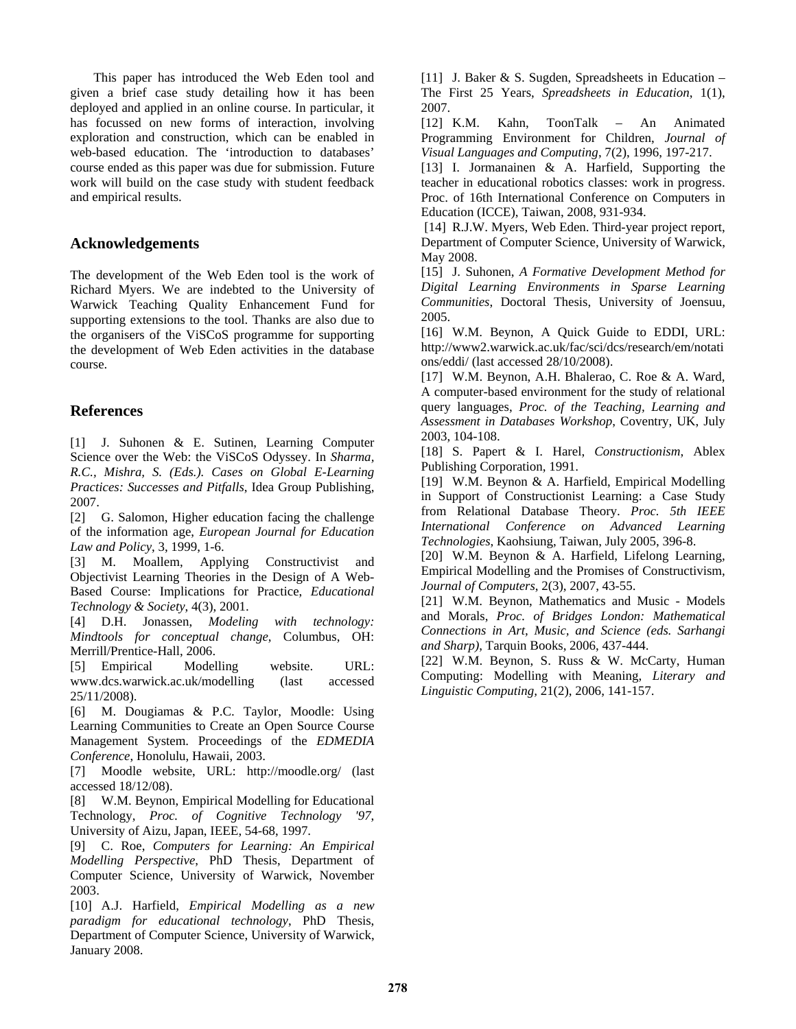This paper has introduced the Web Eden tool and given a brief case study detailing how it has been deployed and applied in an online course. In particular, it has focussed on new forms of interaction, involving exploration and construction, which can be enabled in web-based education. The 'introduction to databases' course ended as this paper was due for submission. Future work will build on the case study with student feedback and empirical results.

## Acknowledgements

The development of the Web Eden tool is the work of Richard Myers. We are indebted to the University of Warwick Teaching Quality Enhancement Fund for supporting extensions to the tool. Thanks are also due to the organisers of the ViSCoS programme for supporting the development of Web Eden activities in the database course.

## References

[1] J. Suhonen & E. Sutinen, Learning Computer Science over the Web: the ViSCoS Odyssey. In *Sharma, R.C., Mishra, S. (Eds.). Cases on Global E-Learning Practices: Successes and Pitfalls*, Idea Group Publishing, 2007.

[2] G. Salomon, Higher education facing the challenge of the information age, *European Journal for Education Law and Policy*, 3, 1999, 1-6.

[3] M. Moallem, Applying Constructivist and Objectivist Learning Theories in the Design of A Web-Based Course: Implications for Practice, *Educational Technology & Society*, 4(3), 2001.

[4] D.H. Jonassen, *Modeling with technology: Mindtools for conceptual change*, Columbus, OH: Merrill/Prentice-Hall, 2006.

[5] Empirical Modelling website. URL: www.dcs.warwick.ac.uk/modelling (last accessed 25/11/2008).

[6] M. Dougiamas & P.C. Taylor, Moodle: Using Learning Communities to Create an Open Source Course Management System. Proceedings of the *EDMEDIA Conference*, Honolulu, Hawaii, 2003.

[7] Moodle website, URL: http://moodle.org/ (last accessed 18/12/08).

[8] W.M. Beynon, Empirical Modelling for Educational Technology, *Proc. of Cognitive Technology '97*, University of Aizu, Japan, IEEE, 54-68, 1997.

[9] C. Roe, *Computers for Learning: An Empirical Modelling Perspective*, PhD Thesis, Department of Computer Science, University of Warwick, November 2003.

[10] A.J. Harfield, *Empirical Modelling as a new paradigm for educational technology*, PhD Thesis, Department of Computer Science, University of Warwick, January 2008.

[11] J. Baker & S. Sugden, Spreadsheets in Education – The First 25 Years, *Spreadsheets in Education*, 1(1), 2007.

[12] K.M. Kahn, ToonTalk – An Animated Programming Environment for Children, *Journal of Visual Languages and Computing*, 7(2), 1996, 197-217.

[13] I. Jormanainen & A. Harfield, Supporting the teacher in educational robotics classes: work in progress. Proc. of 16th International Conference on Computers in Education (ICCE), Taiwan, 2008, 931-934.

[14] R.J.W. Myers, Web Eden. Third-year project report, Department of Computer Science, University of Warwick, May 2008.

[15] J. Suhonen, *A Formative Development Method for Digital Learning Environments in Sparse Learning Communities*, Doctoral Thesis, University of Joensuu, 2005.

[16] W.M. Beynon, A Quick Guide to EDDI, URL: http://www2.warwick.ac.uk/fac/sci/dcs/research/em/notations/eddi/ (last accessed 28/10/2008).

[17] W.M. Beynon, A.H. Bhalerao, C. Roe & A. Ward, A computer-based environment for the study of relational query languages, *Proc. of the Teaching, Learning and Assessment in Databases Workshop*, Coventry, UK, July 2003, 104-108.

[18] S. Papert & I. Harel, *Constructionism*, Ablex Publishing Corporation, 1991.

[19] W.M. Beynon & A. Harfield, Empirical Modelling in Support of Constructionist Learning: a Case Study from Relational Database Theory. *Proc. 5th IEEE International Conference on Advanced Learning Technologies*, Kaohsiung, Taiwan, July 2005, 396-8.

[20] W.M. Beynon & A. Harfield, Lifelong Learning, Empirical Modelling and the Promises of Constructivism, *Journal of Computers*, 2(3), 2007, 43-55.

[21] W.M. Beynon, Mathematics and Music - Models and Morals, *Proc. of Bridges London: Mathematical Connections in Art, Music, and Science (eds. Sarhangi and Sharp)*, Tarquin Books, 2006, 437-444.

[22] W.M. Beynon, S. Russ & W. McCarty, Human Computing: Modelling with Meaning, *Literary and Linguistic Computing*, 21(2), 2006, 141-157.